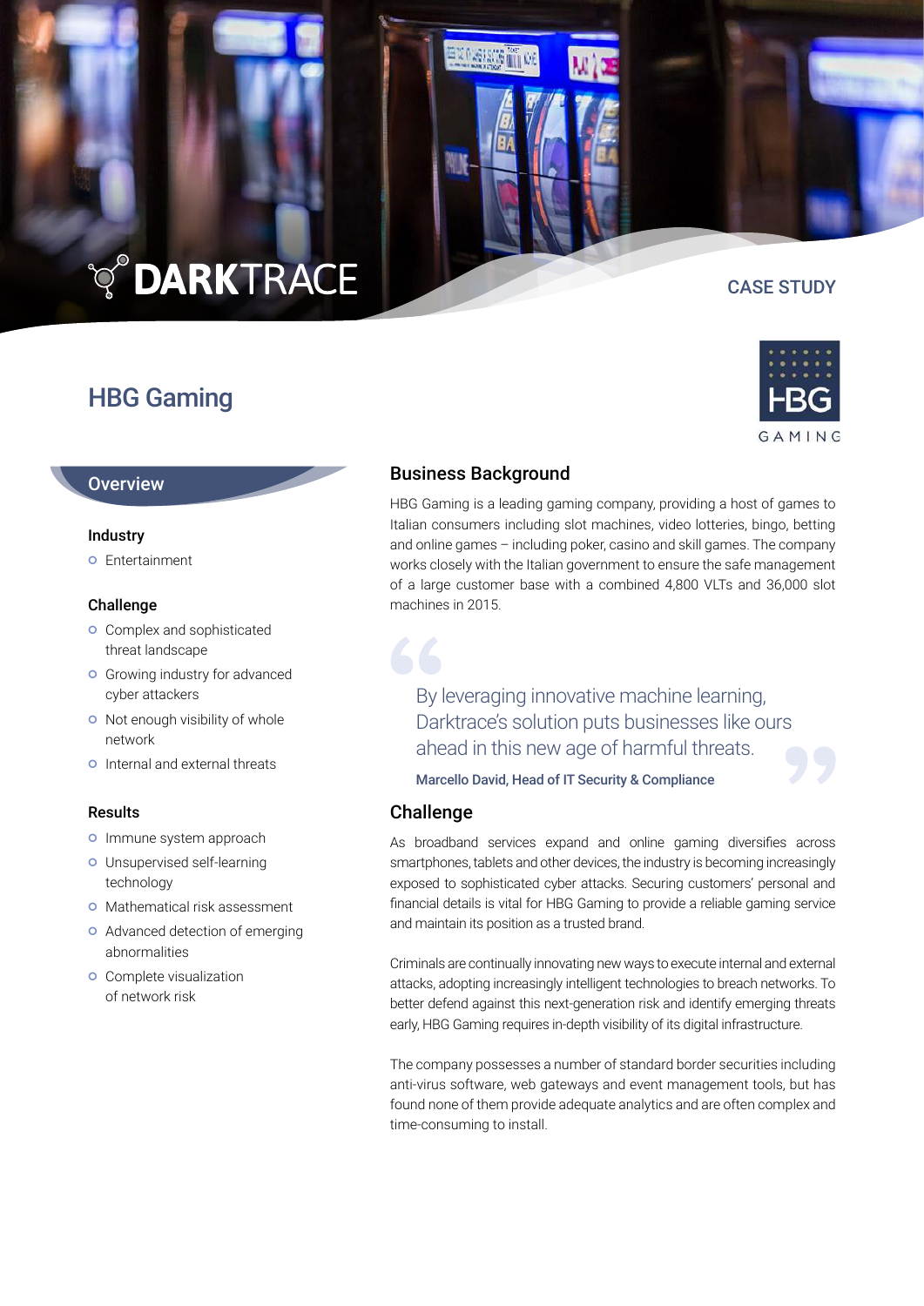DARKTRACE

CASE STUDY

# HBG Gaming

## Overview

### Industry

- Entertainment

### Challenge

- Complex and sophisticated threat landscape
- Growing industry for advanced cyber attackers
- Not enough visibility of whole network
- Internal and external threats

### Results

- Immune system approach
- Unsupervised self-learning technology
- Mathematical risk assessment
- Advanced detection of emerging abnormalities
- Complete visualization of network risk

## Business Background

HBG Gaming is a leading gaming company, providing a host of games to Italian consumers including slot machines, video lotteries, bingo, betting and online games – including poker, casino and skill games. The company works closely with the Italian government to ensure the safe management of a large customer base with a combined 4,800 VLTs and 36,000 slot machines in 2015.

> By leveraging innovative machine learning, Darktrace's solution puts businesses like ours ahead in this new age of harmful threats.
>
> **Marcello David, Head of IT Security & Compliance**

## Challenge

As broadband services expand and online gaming diversifies across smartphones, tablets and other devices, the industry is becoming increasingly exposed to sophisticated cyber attacks. Securing customers' personal and financial details is vital for HBG Gaming to provide a reliable gaming service and maintain its position as a trusted brand.

Criminals are continually innovating new ways to execute internal and external attacks, adopting increasingly intelligent technologies to breach networks. To better defend against this next-generation risk and identify emerging threats early, HBG Gaming requires in-depth visibility of its digital infrastructure.

The company possesses a number of standard border securities including anti-virus software, web gateways and event management tools, but has found none of them provide adequate analytics and are often complex and time-consuming to install.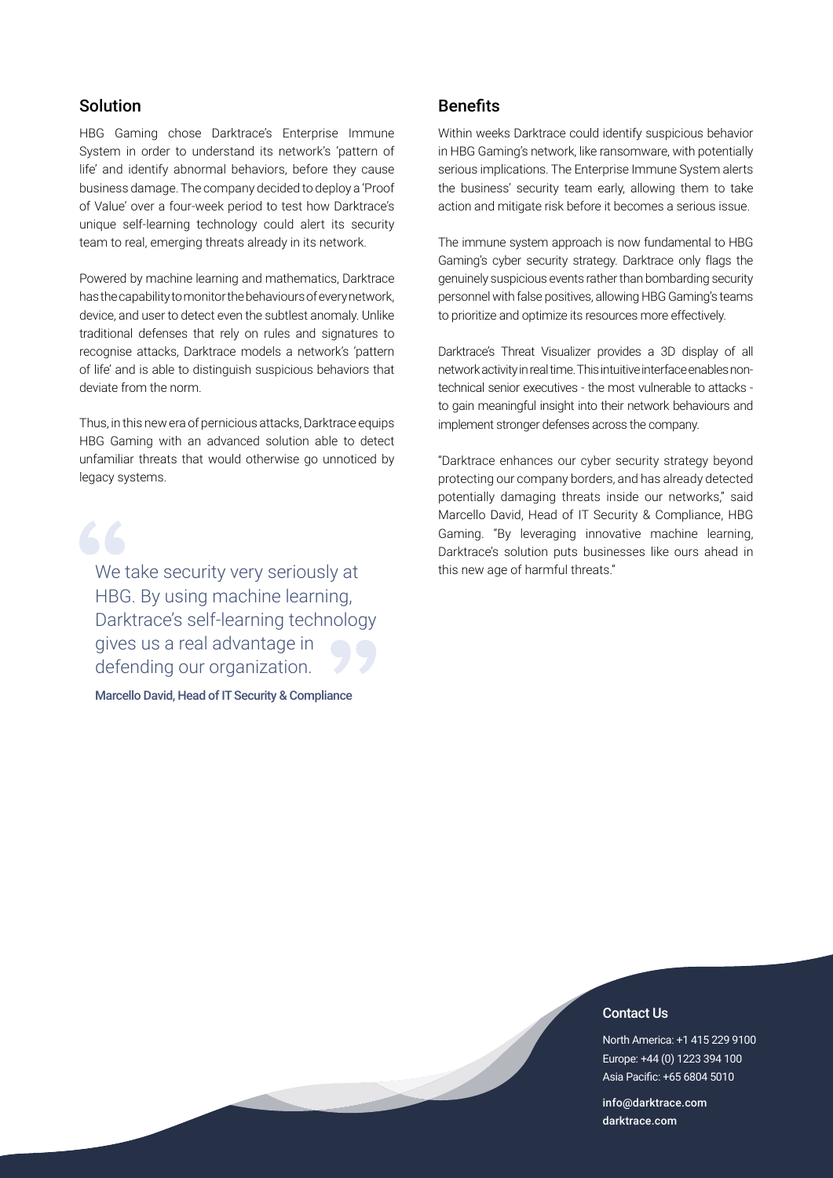## Solution

HBG Gaming chose Darktrace's Enterprise Immune System in order to understand its network's 'pattern of life' and identify abnormal behaviors, before they cause business damage. The company decided to deploy a 'Proof of Value' over a four-week period to test how Darktrace's unique self-learning technology could alert its security team to real, emerging threats already in its network.

Powered by machine learning and mathematics, Darktrace has the capability to monitor the behaviours of every network, device, and user to detect even the subtlest anomaly. Unlike traditional defenses that rely on rules and signatures to recognise attacks, Darktrace models a network's 'pattern of life' and is able to distinguish suspicious behaviors that deviate from the norm.

Thus, in this new era of pernicious attacks, Darktrace equips HBG Gaming with an advanced solution able to detect unfamiliar threats that would otherwise go unnoticed by legacy systems.

> We take security very seriously at HBG. By using machine learning, Darktrace's self-learning technology gives us a real advantage in defending our organization.
>
> **Marcello David, Head of IT Security & Compliance**

## Benefits

Within weeks Darktrace could identify suspicious behavior in HBG Gaming's network, like ransomware, with potentially serious implications. The Enterprise Immune System alerts the business' security team early, allowing them to take action and mitigate risk before it becomes a serious issue.

The immune system approach is now fundamental to HBG Gaming's cyber security strategy. Darktrace only flags the genuinely suspicious events rather than bombarding security personnel with false positives, allowing HBG Gaming's teams to prioritize and optimize its resources more effectively.

Darktrace's Threat Visualizer provides a 3D display of all network activity in real time. This intuitive interface enables non-technical senior executives - the most vulnerable to attacks - to gain meaningful insight into their network behaviours and implement stronger defenses across the company.

"Darktrace enhances our cyber security strategy beyond protecting our company borders, and has already detected potentially damaging threats inside our networks," said Marcello David, Head of IT Security & Compliance, HBG Gaming. "By leveraging innovative machine learning, Darktrace's solution puts businesses like ours ahead in this new age of harmful threats."

### Contact Us

North America: +1 415 229 9100
Europe: +44 (0) 1223 394 100
Asia Pacific: +65 6804 5010

info@darktrace.com
darktrace.com